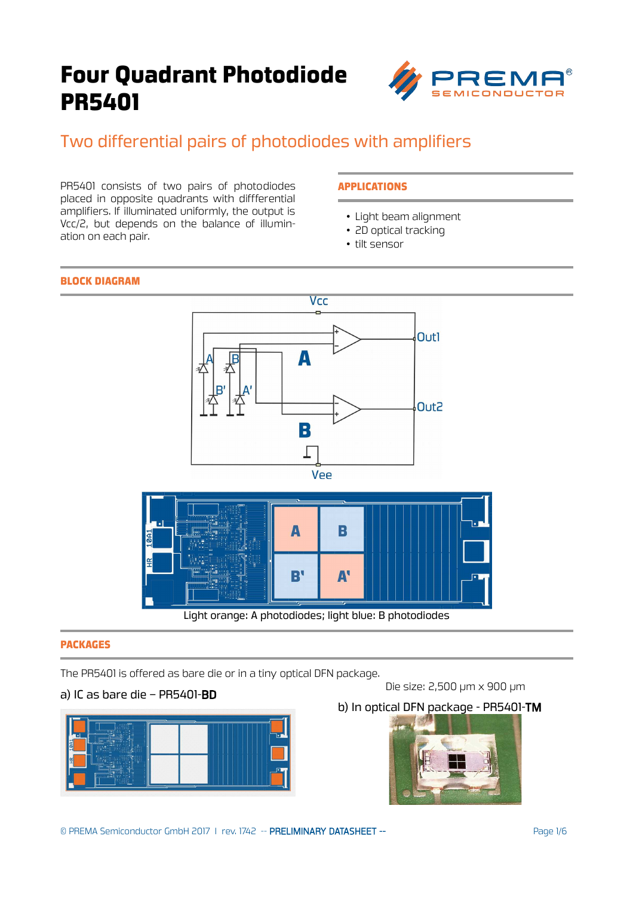# Four Quadrant Photodiode PR5401

## Two differential pairs of photodiodes with amplifiers

PR5401 consists of two pairs of photodiodes placed in opposite quadrants with diffferential amplifiers. If illuminated uniformly, the output is Vcc/2, but depends on the balance of illumination on each pair.

### APPLICATIONS

- Light beam alignment
- 2D optical tracking
- tilt sensor

### BLOCK DIAGRAM

Light orange: A photodiodes; light blue: B photodiodes

### PACKAGES

The PR5401 is offered as bare die or in a tiny optical DFN package.

Die size: 2,500 µm x 900 µm

a) IC as bare die – PR5401-**BD**

b) In optical DFN package - PR5401-**TM**

© PREMA Semiconductor GmbH 2017 | rev. 1742 -- PRELIMINARY DATASHEET --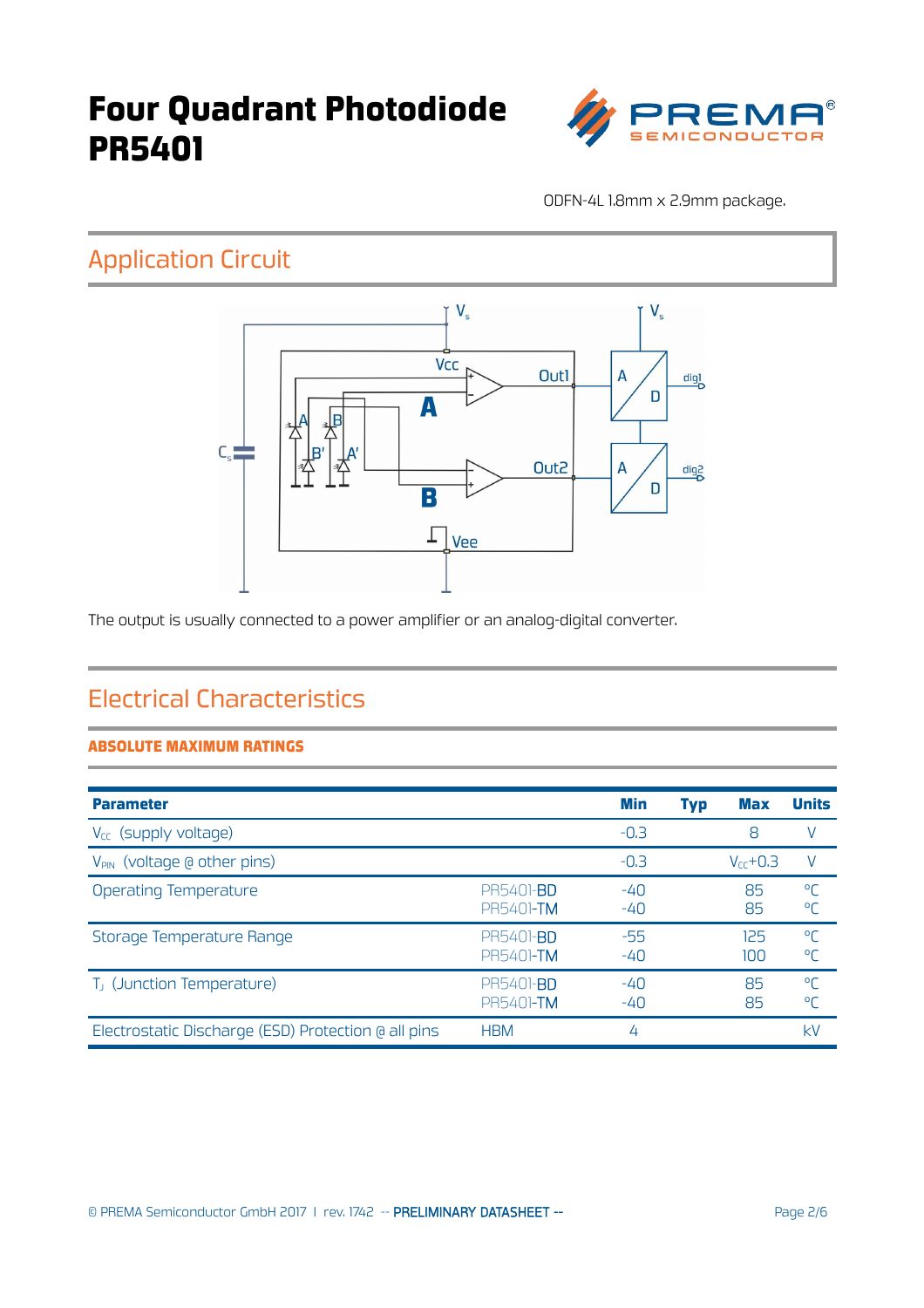# Four Quadrant Photodiode PR5401

ODFN-4L 1.8mm x 2.9mm package.

## Application Circuit

The output is usually connected to a power amplifier or an analog-digital converter.

## Electrical Characteristics

### ABSOLUTE MAXIMUM RATINGS

| Parameter | | Min | Typ | Max | Units |
|---|---|---|---|---|---|
| $V_{CC}$ (supply voltage) | | -0.3 | | 8 | V |
| $V_{PIN}$ (voltage @ other pins) | | -0.3 | | $V_{CC}$+0.3 | V |
| Operating Temperature | PR5401-BD<br>PR5401-TM | -40<br>-40 | | 85<br>85 | °C<br>°C |
| Storage Temperature Range | PR5401-BD<br>PR5401-TM | -55<br>-40 | | 125<br>100 | °C<br>°C |
| $T_J$ (Junction Temperature) | PR5401-BD<br>PR5401-TM | -40<br>-40 | | 85<br>85 | °C<br>°C |
| Electrostatic Discharge (ESD) Protection @ all pins | HBM | 4 | | | kV |

© PREMA Semiconductor GmbH 2017 | rev. 1742 -- PRELIMINARY DATASHEET --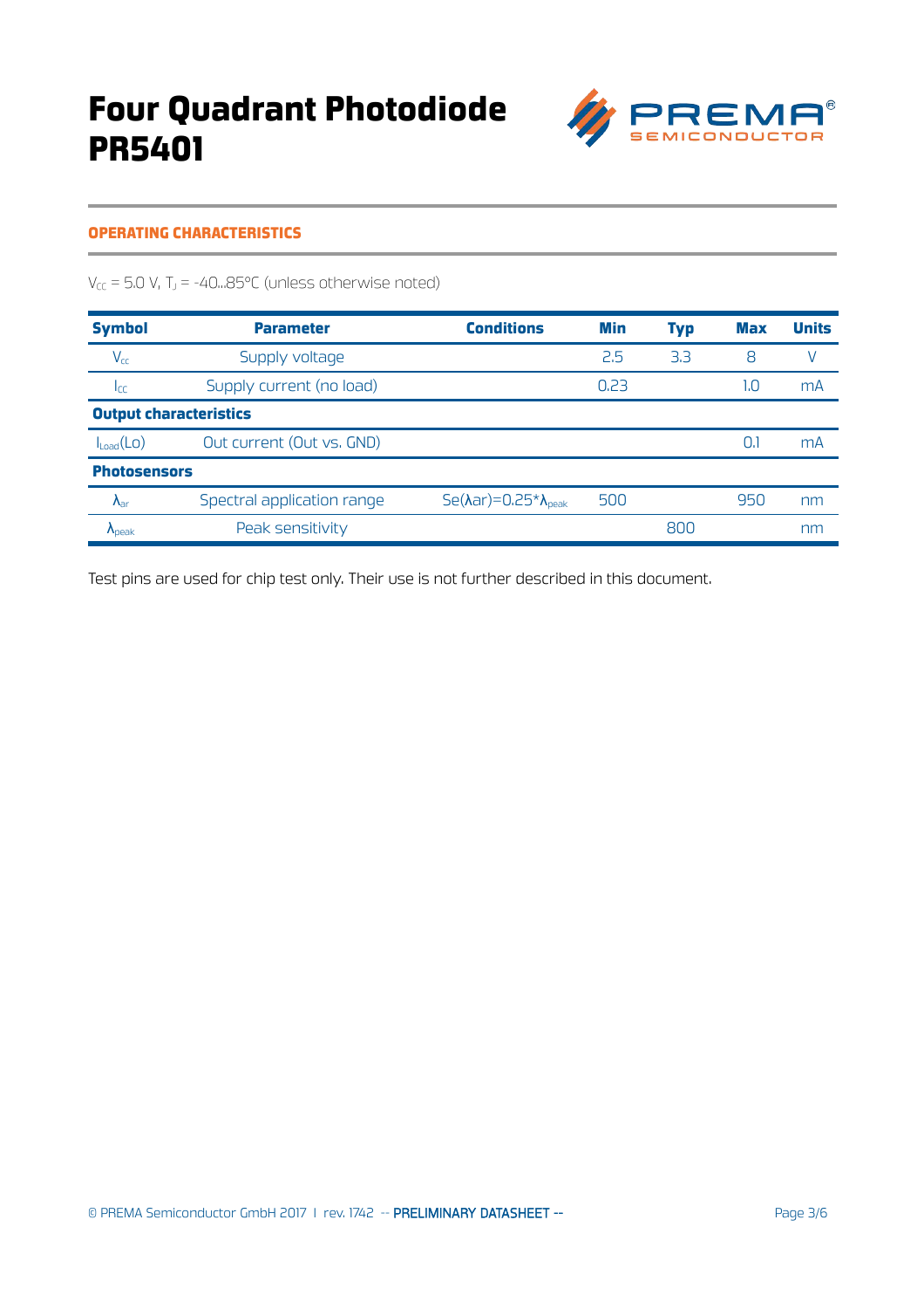# Four Quadrant Photodiode PR5401

## OPERATING CHARACTERISTICS

$V_{CC}$ = 5.0 V, $T_J$ = -40...85°C (unless otherwise noted)

| Symbol | Parameter | Conditions | Min | Typ | Max | Units |
|---|---|---|---|---|---|---|
| $V_{cc}$ | Supply voltage | | 2.5 | 3.3 | 8 | V |
| $I_{CC}$ | Supply current (no load) | | 0.23 | | 1.0 | mA |
| **Output characteristics** | | | | | | |
| $I_{Load}$(Lo) | Out current (Out vs. GND) | | | | 0.1 | mA |
| **Photosensors** | | | | | | |
| $\lambda_{ar}$ | Spectral application range | Se($\lambda$ar)=0.25*$\lambda_{peak}$ | 500 | | 950 | nm |
| $\lambda_{peak}$ | Peak sensitivity | | | 800 | | nm |

Test pins are used for chip test only. Their use is not further described in this document.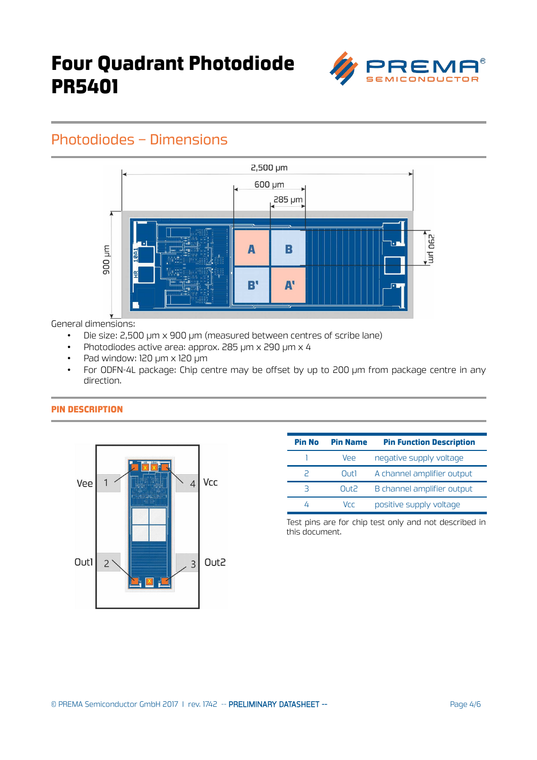# Four Quadrant Photodiode PR5401

## Photodiodes – Dimensions

General dimensions:

- Die size: 2,500 µm x 900 µm (measured between centres of scribe lane)
- Photodiodes active area: approx. 285 µm x 290 µm x 4
- Pad window: 120 µm x 120 µm
- For ODFN-4L package: Chip centre may be offset by up to 200 µm from package centre in any direction.

### PIN DESCRIPTION

| Pin No | Pin Name | Pin Function Description |
|---|---|---|
| 1 | Vee | negative supply voltage |
| 2 | Out1 | A channel amplifier output |
| 3 | Out2 | B channel amplifier output |
| 4 | Vcc | positive supply voltage |

Test pins are for chip test only and not described in this document.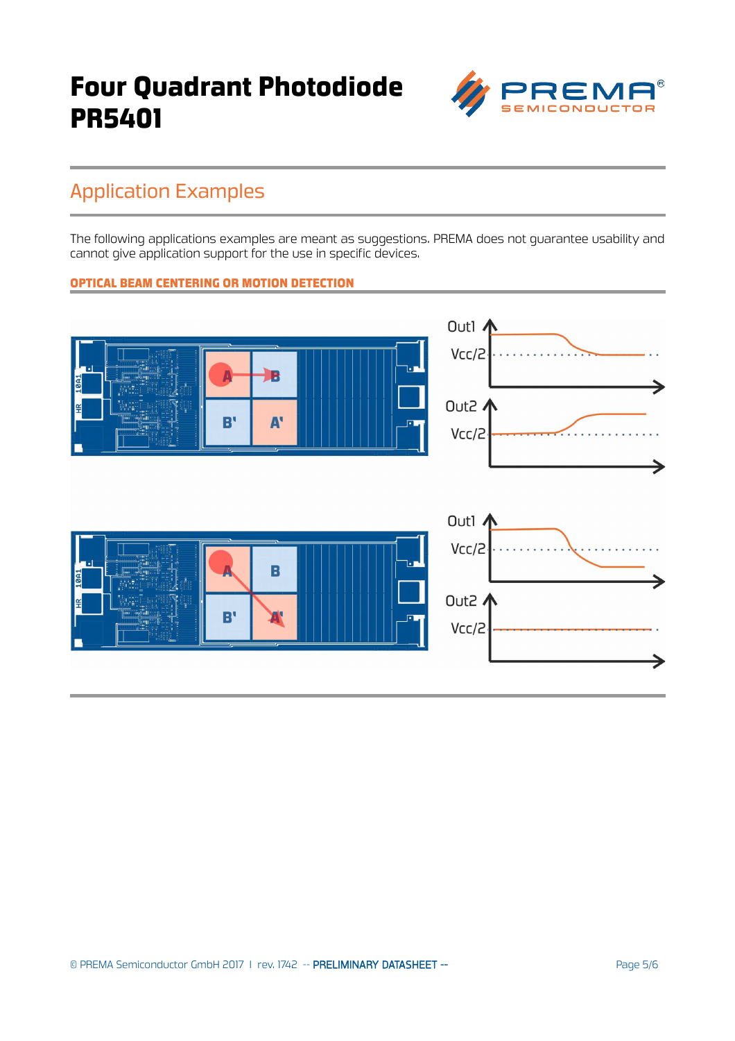# Four Quadrant Photodiode PR5401

## Application Examples

The following applications examples are meant as suggestions. PREMA does not guarantee usability and cannot give application support for the use in specific devices.

### OPTICAL BEAM CENTERING OR MOTION DETECTION

A B
B' A'

Out1
Vcc/2

Out2
Vcc/2

A B
B' A'

Out1
Vcc/2

Out2
Vcc/2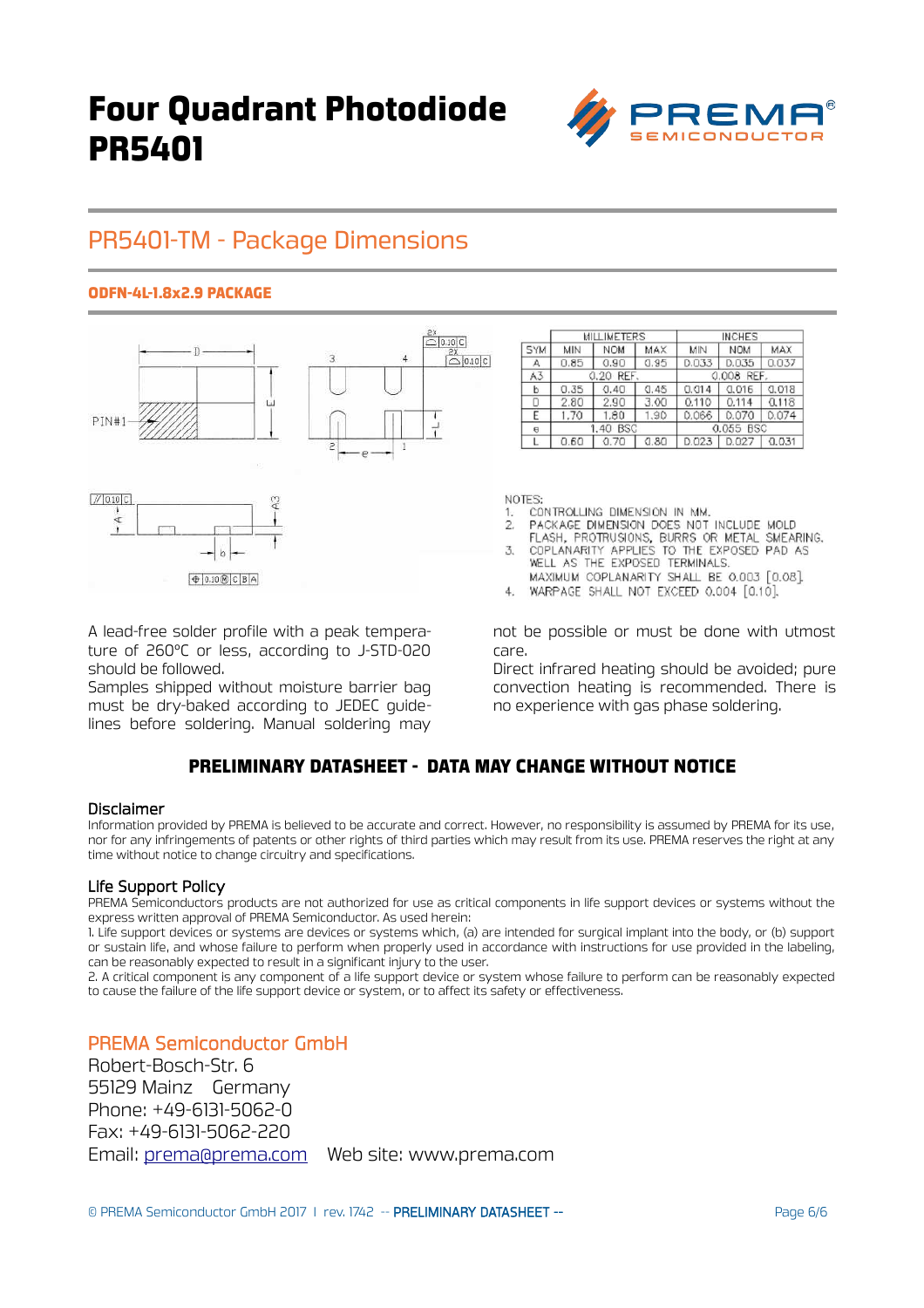# Four Quadrant Photodiode PR5401

## PR5401-TM - Package Dimensions

**ODFN-4L-1.8x2.9 PACKAGE**

| SYM | MILLIMETERS | | | INCHES | | |
|---|---|---|---|---|---|---|
| | MIN | NOM | MAX | MIN | NOM | MAX |
| A | 0.85 | 0.90 | 0.95 | 0.033 | 0.035 | 0.037 |
| A3 | | 0.20 REF. | | | 0.008 REF. | |
| b | 0.35 | 0.40 | 0.45 | 0.014 | 0.016 | 0.018 |
| D | 2.80 | 2.90 | 3.00 | 0.110 | 0.114 | 0.118 |
| E | 1.70 | 1.80 | 1.90 | 0.066 | 0.070 | 0.074 |
| e | | 1.40 BSC | | | 0.055 BSC | |
| L | 0.60 | 0.70 | 0.80 | 0.023 | 0.027 | 0.031 |

NOTES:
1. CONTROLLING DIMENSION IN MM.
2. PACKAGE DIMENSION DOES NOT INCLUDE MOLD FLASH, PROTRUSIONS, BURRS OR METAL SMEARING.
3. COPLANARITY APPLIES TO THE EXPOSED PAD AS WELL AS THE EXPOSED TERMINALS. MAXIMUM COPLANARITY SHALL BE 0.003 [0.08].
4. WARPAGE SHALL NOT EXCEED 0.004 [0.10].

A lead-free solder profile with a peak temperature of 260°C or less, according to J-STD-020 should be followed.
Samples shipped without moisture barrier bag must be dry-baked according to JEDEC guidelines before soldering. Manual soldering may not be possible or must be done with utmost care.
Direct infrared heating should be avoided; pure convection heating is recommended. There is no experience with gas phase soldering.

**PRELIMINARY DATASHEET - DATA MAY CHANGE WITHOUT NOTICE**

### Disclaimer

Information provided by PREMA is believed to be accurate and correct. However, no responsibility is assumed by PREMA for its use, nor for any infringements of patents or other rights of third parties which may result from its use. PREMA reserves the right at any time without notice to change circuitry and specifications.

### Life Support Policy

PREMA Semiconductors products are not authorized for use as critical components in life support devices or systems without the express written approval of PREMA Semiconductor. As used herein:
1. Life support devices or systems are devices or systems which, (a) are intended for surgical implant into the body, or (b) support or sustain life, and whose failure to perform when properly used in accordance with instructions for use provided in the labeling, can be reasonably expected to result in a significant injury to the user.
2. A critical component is any component of a life support device or system whose failure to perform can be reasonably expected to cause the failure of the life support device or system, or to affect its safety or effectiveness.

### PREMA Semiconductor GmbH

Robert-Bosch-Str. 6
55129 Mainz Germany
Phone: +49-6131-5062-0
Fax: +49-6131-5062-220
Email: prema@prema.com Web site: www.prema.com